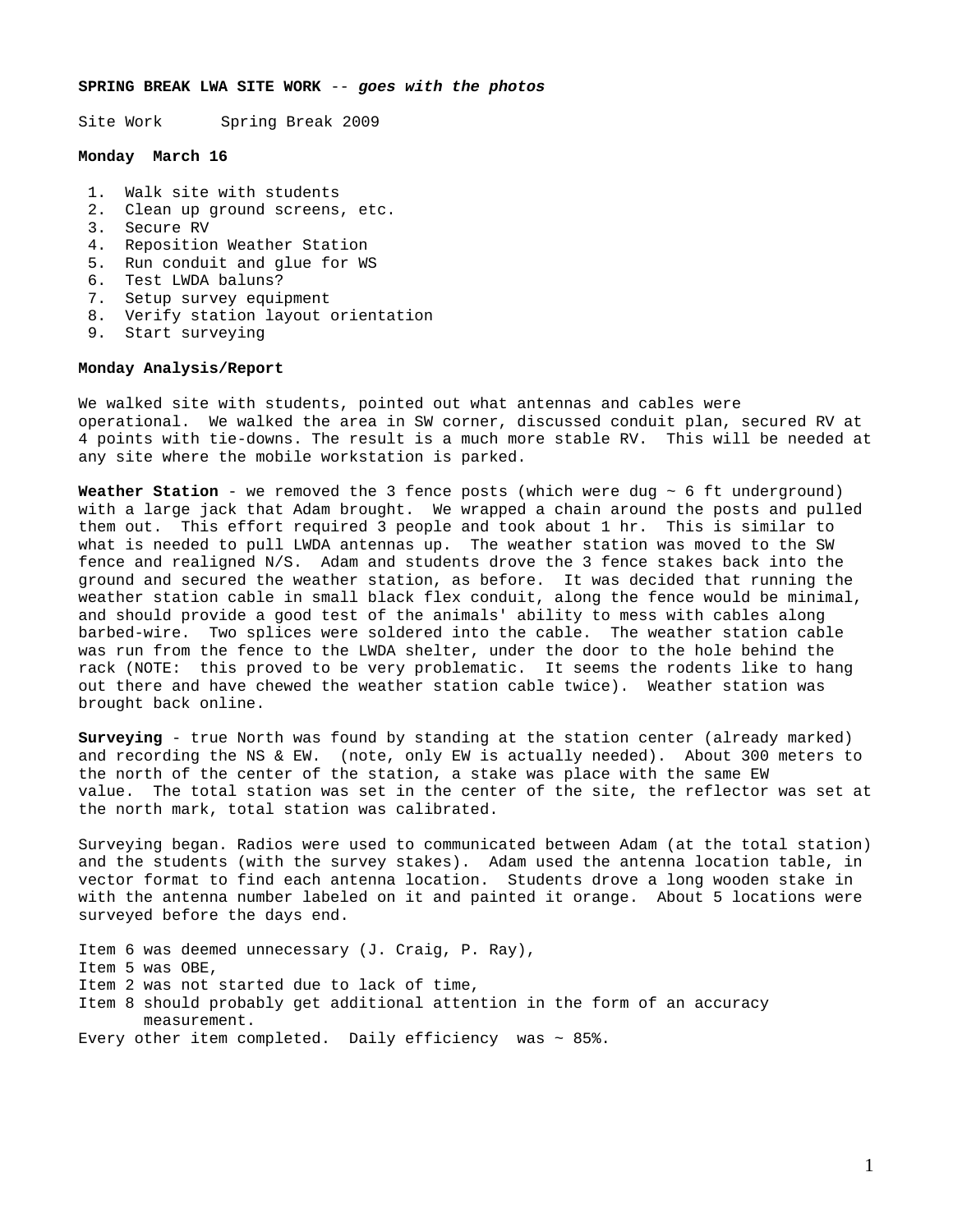**SPRING BREAK LWA SITE WORK** -- ***goes with the photos***

Site Work      Spring Break 2009

**Monday  March 16**

1. Walk site with students
2. Clean up ground screens, etc.
3. Secure RV
4. Reposition Weather Station
5. Run conduit and glue for WS
6. Test LWDA baluns?
7. Setup survey equipment
8. Verify station layout orientation
9. Start surveying

**Monday Analysis/Report**

We walked site with students, pointed out what antennas and cables were operational. We walked the area in SW corner, discussed conduit plan, secured RV at 4 points with tie-downs. The result is a much more stable RV. This will be needed at any site where the mobile workstation is parked.

**Weather Station** - we removed the 3 fence posts (which were dug ~ 6 ft underground) with a large jack that Adam brought. We wrapped a chain around the posts and pulled them out. This effort required 3 people and took about 1 hr. This is similar to what is needed to pull LWDA antennas up. The weather station was moved to the SW fence and realigned N/S. Adam and students drove the 3 fence stakes back into the ground and secured the weather station, as before. It was decided that running the weather station cable in small black flex conduit, along the fence would be minimal, and should provide a good test of the animals' ability to mess with cables along barbed-wire. Two splices were soldered into the cable. The weather station cable was run from the fence to the LWDA shelter, under the door to the hole behind the rack (NOTE: this proved to be very problematic. It seems the rodents like to hang out there and have chewed the weather station cable twice). Weather station was brought back online.

**Surveying** - true North was found by standing at the station center (already marked) and recording the NS & EW. (note, only EW is actually needed). About 300 meters to the north of the center of the station, a stake was place with the same EW value. The total station was set in the center of the site, the reflector was set at the north mark, total station was calibrated.

Surveying began. Radios were used to communicated between Adam (at the total station) and the students (with the survey stakes). Adam used the antenna location table, in vector format to find each antenna location. Students drove a long wooden stake in with the antenna number labeled on it and painted it orange. About 5 locations were surveyed before the days end.

Item 6 was deemed unnecessary (J. Craig, P. Ray),
Item 5 was OBE,
Item 2 was not started due to lack of time,
Item 8 should probably get additional attention in the form of an accuracy measurement.
Every other item completed. Daily efficiency was ~ 85%.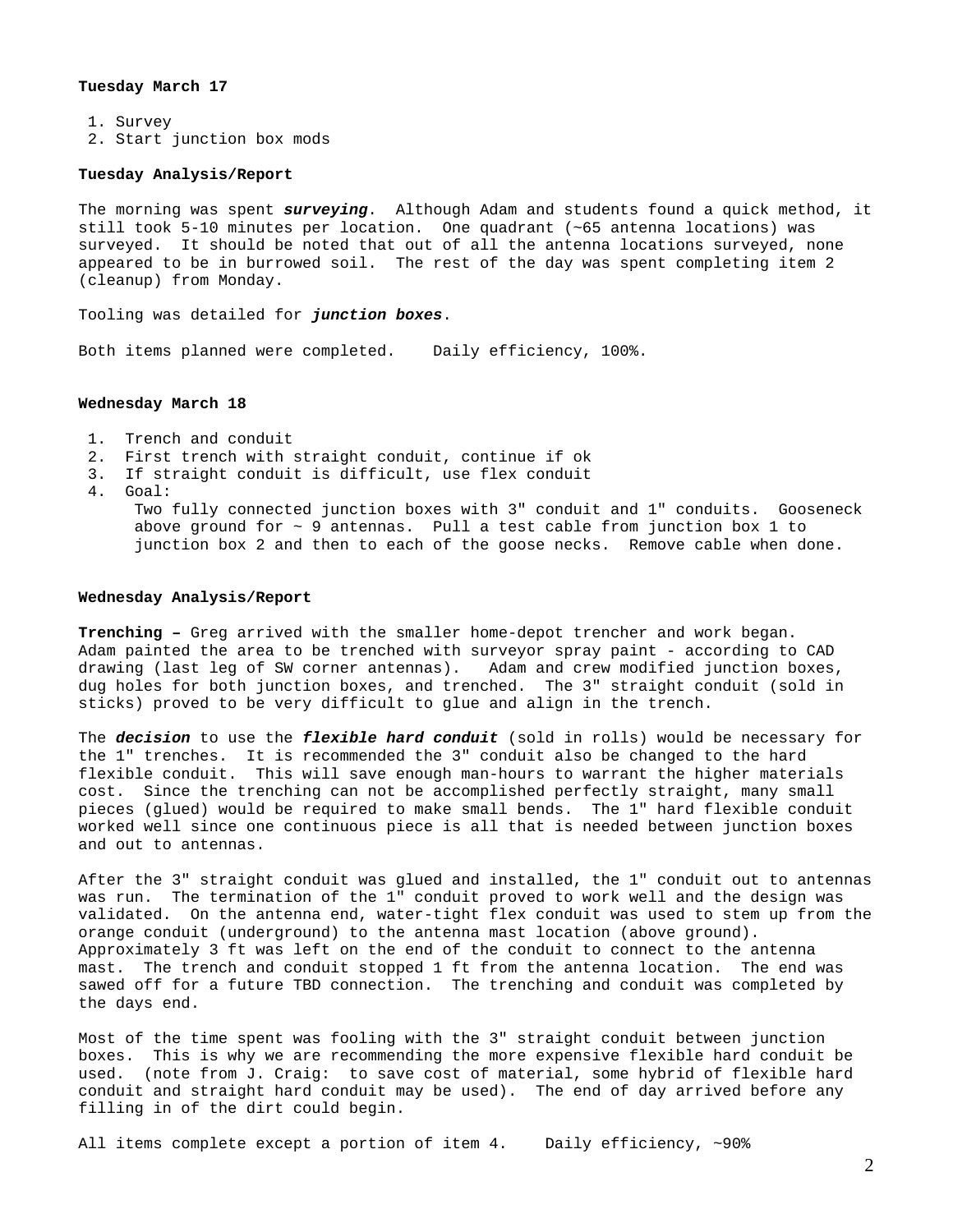**Tuesday March 17**

1. Survey
2. Start junction box mods

**Tuesday Analysis/Report**

The morning was spent ***surveying***. Although Adam and students found a quick method, it still took 5-10 minutes per location. One quadrant (~65 antenna locations) was surveyed. It should be noted that out of all the antenna locations surveyed, none appeared to be in burrowed soil. The rest of the day was spent completing item 2 (cleanup) from Monday.

Tooling was detailed for ***junction boxes***.

Both items planned were completed. Daily efficiency, 100%.

**Wednesday March 18**

1. Trench and conduit
2. First trench with straight conduit, continue if ok
3. If straight conduit is difficult, use flex conduit
4. Goal:
   Two fully connected junction boxes with 3" conduit and 1" conduits. Gooseneck above ground for ~ 9 antennas. Pull a test cable from junction box 1 to junction box 2 and then to each of the goose necks. Remove cable when done.

**Wednesday Analysis/Report**

**Trenching –** Greg arrived with the smaller home-depot trencher and work began. Adam painted the area to be trenched with surveyor spray paint - according to CAD drawing (last leg of SW corner antennas). Adam and crew modified junction boxes, dug holes for both junction boxes, and trenched. The 3" straight conduit (sold in sticks) proved to be very difficult to glue and align in the trench.

The ***decision*** to use the ***flexible hard conduit*** (sold in rolls) would be necessary for the 1" trenches. It is recommended the 3" conduit also be changed to the hard flexible conduit. This will save enough man-hours to warrant the higher materials cost. Since the trenching can not be accomplished perfectly straight, many small pieces (glued) would be required to make small bends. The 1" hard flexible conduit worked well since one continuous piece is all that is needed between junction boxes and out to antennas.

After the 3" straight conduit was glued and installed, the 1" conduit out to antennas was run. The termination of the 1" conduit proved to work well and the design was validated. On the antenna end, water-tight flex conduit was used to stem up from the orange conduit (underground) to the antenna mast location (above ground). Approximately 3 ft was left on the end of the conduit to connect to the antenna mast. The trench and conduit stopped 1 ft from the antenna location. The end was sawed off for a future TBD connection. The trenching and conduit was completed by the days end.

Most of the time spent was fooling with the 3" straight conduit between junction boxes. This is why we are recommending the more expensive flexible hard conduit be used. (note from J. Craig: to save cost of material, some hybrid of flexible hard conduit and straight hard conduit may be used). The end of day arrived before any filling in of the dirt could begin.

All items complete except a portion of item 4. Daily efficiency, ~90%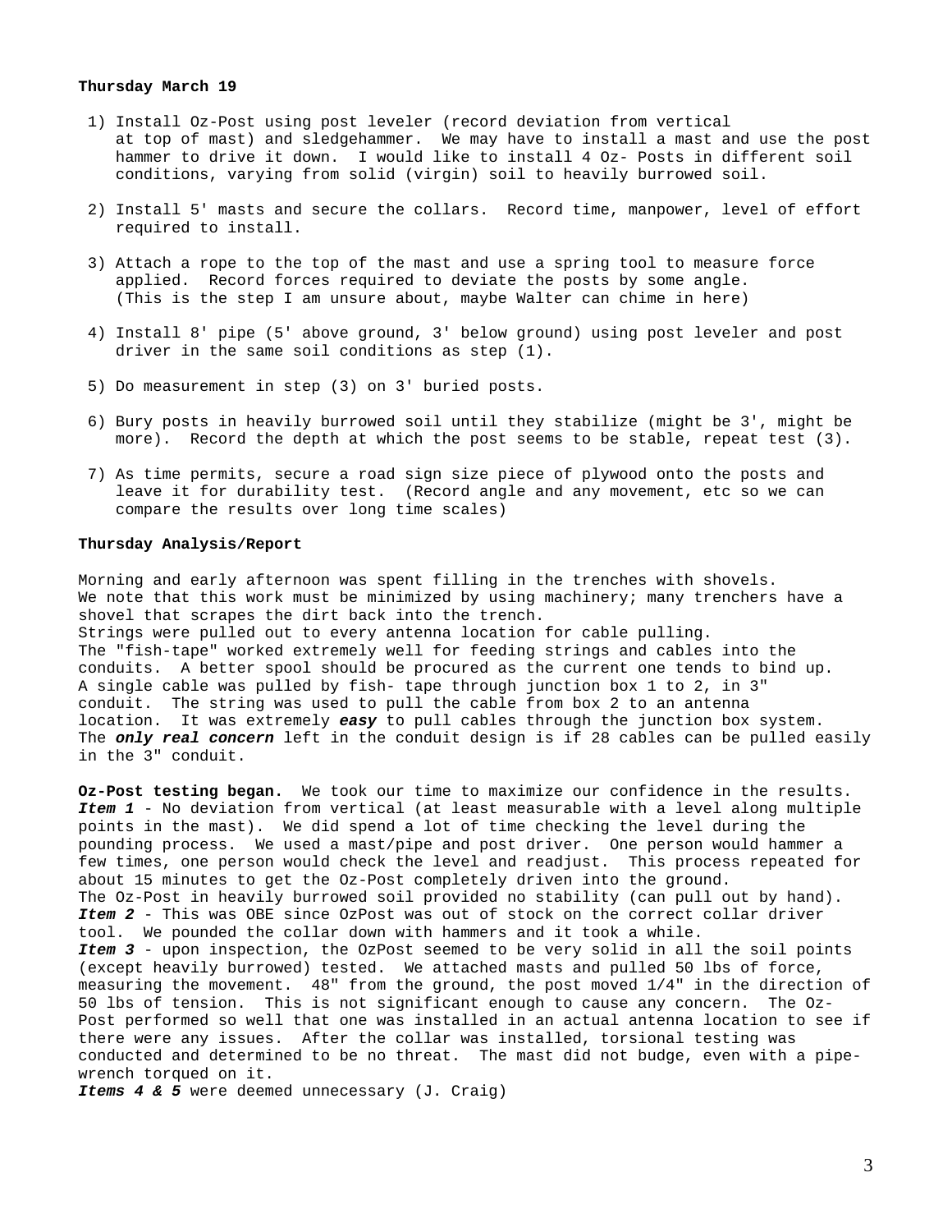**Thursday March 19**

1) Install Oz-Post using post leveler (record deviation from vertical at top of mast) and sledgehammer. We may have to install a mast and use the post hammer to drive it down. I would like to install 4 Oz- Posts in different soil conditions, varying from solid (virgin) soil to heavily burrowed soil.

2) Install 5' masts and secure the collars. Record time, manpower, level of effort required to install.

3) Attach a rope to the top of the mast and use a spring tool to measure force applied. Record forces required to deviate the posts by some angle. (This is the step I am unsure about, maybe Walter can chime in here)

4) Install 8' pipe (5' above ground, 3' below ground) using post leveler and post driver in the same soil conditions as step (1).

5) Do measurement in step (3) on 3' buried posts.

6) Bury posts in heavily burrowed soil until they stabilize (might be 3', might be more). Record the depth at which the post seems to be stable, repeat test (3).

7) As time permits, secure a road sign size piece of plywood onto the posts and leave it for durability test. (Record angle and any movement, etc so we can compare the results over long time scales)

**Thursday Analysis/Report**

Morning and early afternoon was spent filling in the trenches with shovels. We note that this work must be minimized by using machinery; many trenchers have a shovel that scrapes the dirt back into the trench.
Strings were pulled out to every antenna location for cable pulling.
The "fish-tape" worked extremely well for feeding strings and cables into the conduits. A better spool should be procured as the current one tends to bind up.
A single cable was pulled by fish- tape through junction box 1 to 2, in 3" conduit. The string was used to pull the cable from box 2 to an antenna location. It was extremely ***easy*** to pull cables through the junction box system.
The ***only real concern*** left in the conduit design is if 28 cables can be pulled easily in the 3" conduit.

**Oz-Post testing began.** We took our time to maximize our confidence in the results.
***Item 1*** - No deviation from vertical (at least measurable with a level along multiple points in the mast). We did spend a lot of time checking the level during the pounding process. We used a mast/pipe and post driver. One person would hammer a few times, one person would check the level and readjust. This process repeated for about 15 minutes to get the Oz-Post completely driven into the ground.
The Oz-Post in heavily burrowed soil provided no stability (can pull out by hand).
***Item 2*** - This was OBE since OzPost was out of stock on the correct collar driver tool. We pounded the collar down with hammers and it took a while.
***Item 3*** - upon inspection, the OzPost seemed to be very solid in all the soil points (except heavily burrowed) tested. We attached masts and pulled 50 lbs of force, measuring the movement. 48" from the ground, the post moved 1/4" in the direction of 50 lbs of tension. This is not significant enough to cause any concern. The Oz-Post performed so well that one was installed in an actual antenna location to see if there were any issues. After the collar was installed, torsional testing was conducted and determined to be no threat. The mast did not budge, even with a pipe-wrench torqued on it.
***Items 4 & 5*** were deemed unnecessary (J. Craig)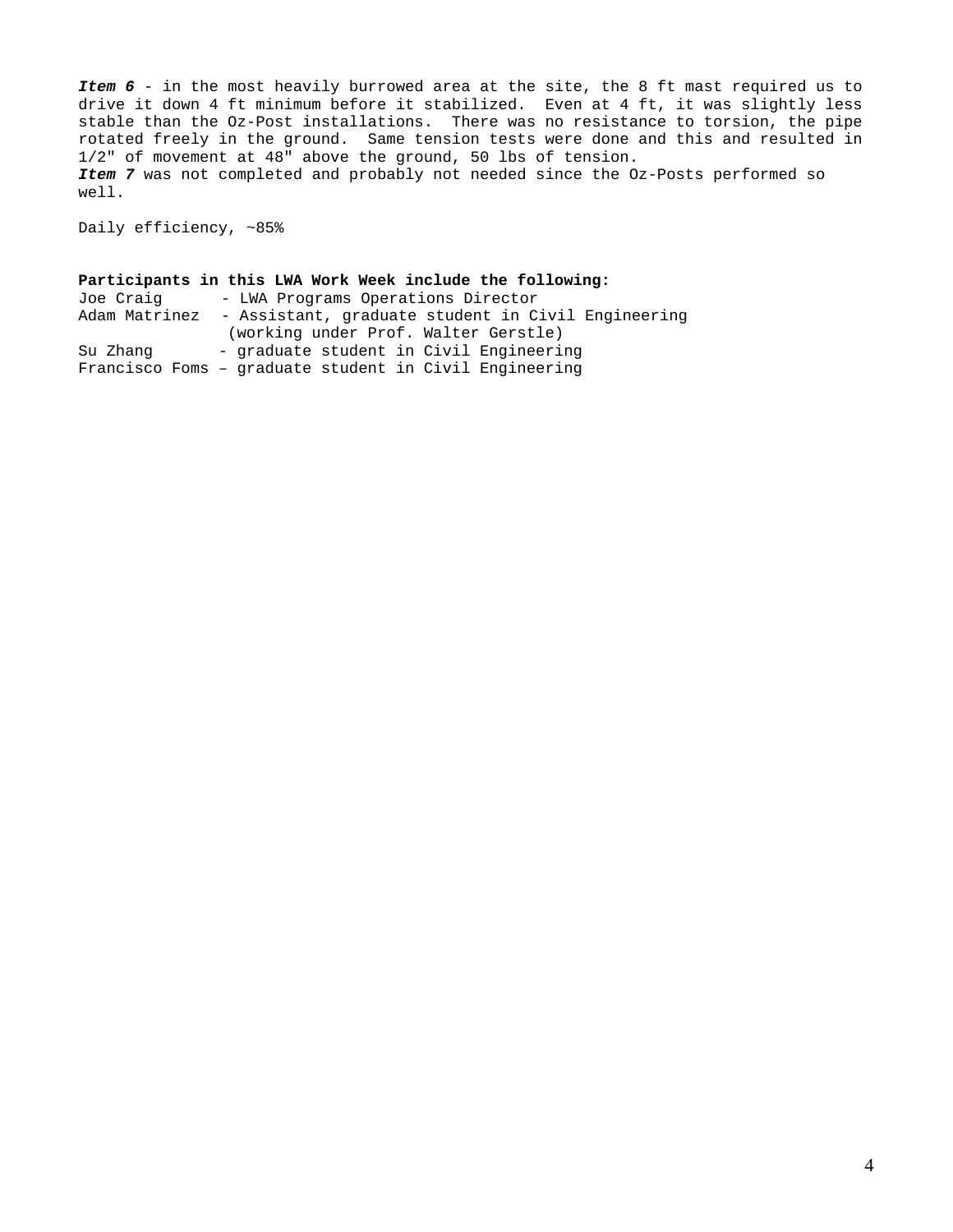***Item 6*** - in the most heavily burrowed area at the site, the 8 ft mast required us to drive it down 4 ft minimum before it stabilized. Even at 4 ft, it was slightly less stable than the Oz-Post installations. There was no resistance to torsion, the pipe rotated freely in the ground. Same tension tests were done and this and resulted in 1/2" of movement at 48" above the ground, 50 lbs of tension.
***Item 7*** was not completed and probably not needed since the Oz-Posts performed so well.

Daily efficiency, ~85%

**Participants in this LWA Work Week include the following:**

Joe Craig - LWA Programs Operations Director
Adam Matrinez - Assistant, graduate student in Civil Engineering (working under Prof. Walter Gerstle)
Su Zhang - graduate student in Civil Engineering
Francisco Foms – graduate student in Civil Engineering